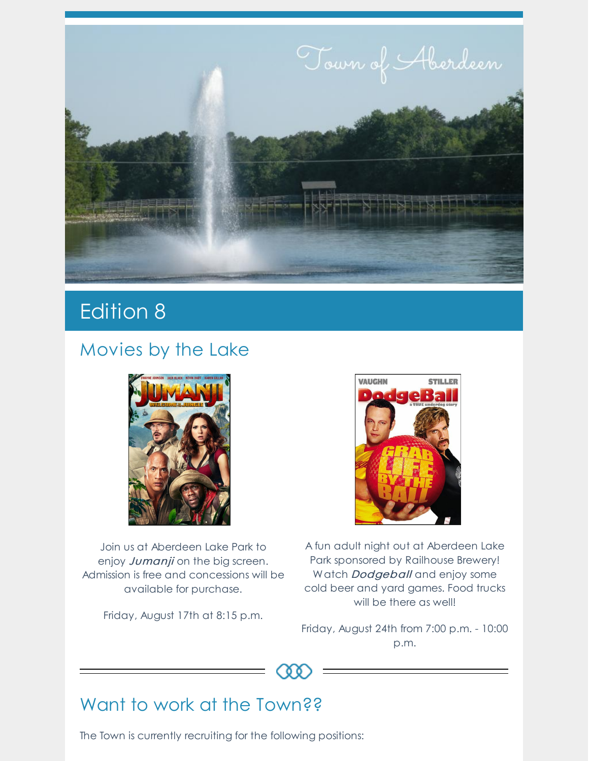Town of Aberdeen

# Edition 8

## Movies by the Lake

Join us at Aberdeen Lake Park to enjoy *Jumanji* on the big screen. Admission is free and concessions will be available for purchase.

Friday, August 17th at 8:15 p.m.

A fun adult night out at Aberdeen Lake Park sponsored by Railhouse Brewery! Watch *Dodgeball* and enjoy some cold beer and yard games. Food trucks will be there as well!

Friday, August 24th from 7:00 p.m. - 10:00 p.m.

## Want to work at the Town??

The Town is currently recruiting for the following positions: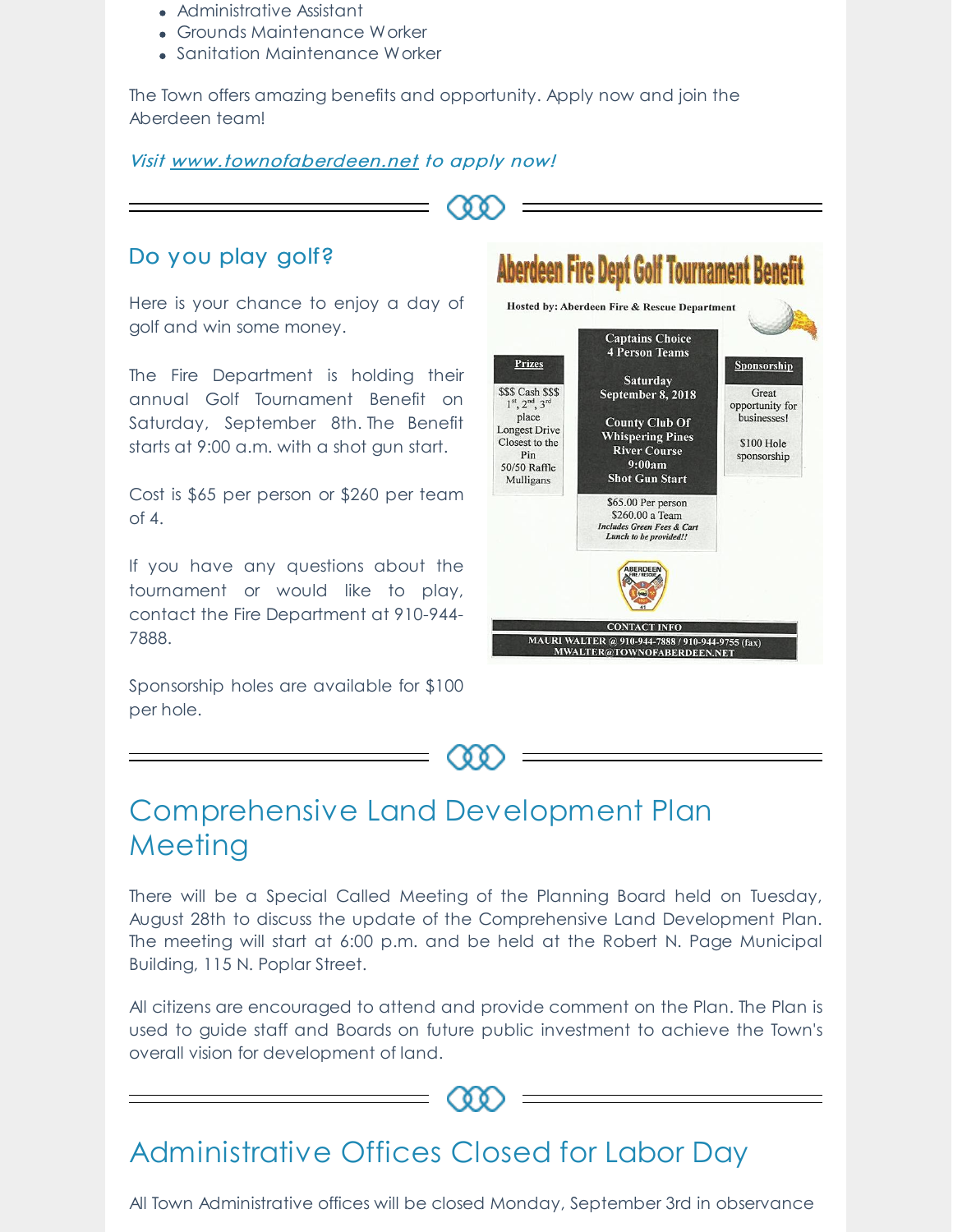- Administrative Assistant
- Grounds Maintenance Worker
- Sanitation Maintenance Worker

The Town offers amazing benefits and opportunity. Apply now and join the Aberdeen team!

*Visit [www.townofaberdeen.net](www.townofaberdeen.net) to apply now!*

---

### Do you play golf?

Here is your chance to enjoy a day of golf and win some money.

The Fire Department is holding their annual Golf Tournament Benefit on Saturday, September 8th. The Benefit starts at 9:00 a.m. with a shot gun start.

Cost is $65 per person or $260 per team of 4.

If you have any questions about the tournament or would like to play, contact the Fire Department at 910-944-7888.

Sponsorship holes are available for $100 per hole.

**Aberdeen Fire Dept Golf Tournament Benefit**

**Hosted by: Aberdeen Fire & Rescue Department**

**Prizes**
$$$ Cash $$$
1st, 2nd, 3rd place
Longest Drive
Closest to the Pin
50/50 Raffle
Mulligans

**Captains Choice**
**4 Person Teams**

**Saturday**
**September 8, 2018**

**County Club Of Whispering Pines River Course**
**9:00am**
**Shot Gun Start**

$65.00 Per person
$260.00 a Team
*Includes Green Fees & Cart*
*Lunch to be provided!!*

**Sponsorship**
Great opportunity for businesses!

$100 Hole sponsorship

**CONTACT INFO**
MAURI WALTER @ 910-944-7888 / 910-944-9755 (fax)
MWALTER@TOWNOFABERDEEN.NET

---

## Comprehensive Land Development Plan Meeting

There will be a Special Called Meeting of the Planning Board held on Tuesday, August 28th to discuss the update of the Comprehensive Land Development Plan. The meeting will start at 6:00 p.m. and be held at the Robert N. Page Municipal Building, 115 N. Poplar Street.

All citizens are encouraged to attend and provide comment on the Plan. The Plan is used to guide staff and Boards on future public investment to achieve the Town's overall vision for development of land.

---

## Administrative Offices Closed for Labor Day

All Town Administrative offices will be closed Monday, September 3rd in observance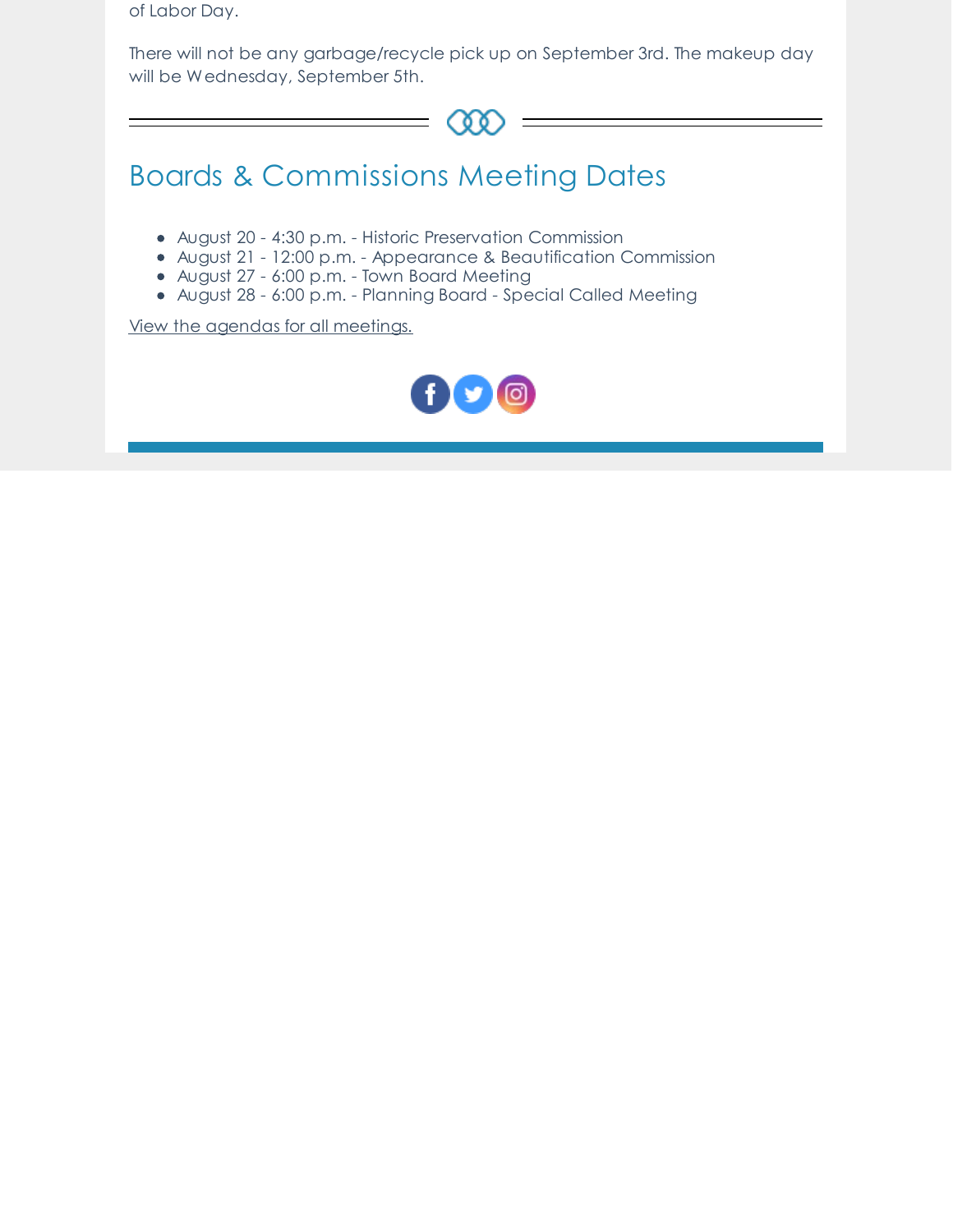of Labor Day.

There will not be any garbage/recycle pick up on September 3rd. The makeup day will be Wednesday, September 5th.

## Boards & Commissions Meeting Dates

- August 20 - 4:30 p.m. - Historic Preservation Commission
- August 21 - 12:00 p.m. - Appearance & Beautification Commission
- August 27 - 6:00 p.m. - Town Board Meeting
- August 28 - 6:00 p.m. - Planning Board - Special Called Meeting

View the agendas for all meetings.